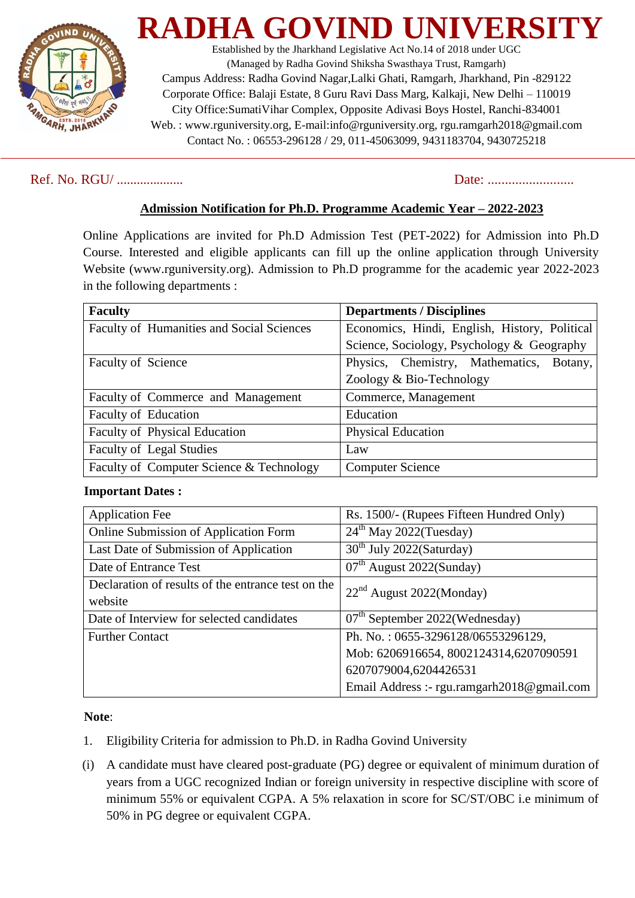# RADHA GOVIND UNIVERSITY

Established by the Jharkhand Legislative Act No.14 of 2018 under UGC
(Managed by Radha Govind Shiksha Swasthaya Trust, Ramgarh)
Campus Address: Radha Govind Nagar,Lalki Ghati, Ramgarh, Jharkhand, Pin -829122
Corporate Office: Balaji Estate, 8 Guru Ravi Dass Marg, Kalkaji, New Delhi – 110019
City Office:SumatiVihar Complex, Opposite Adivasi Boys Hostel, Ranchi-834001
Web. : www.rguniversity.org, E-mail:info@rguniversity.org, rgu.ramgarh2018@gmail.com
Contact No. : 06553-296128 / 29, 011-45063099, 9431183704, 9430725218

Ref. No. RGU/ .................... Date: .........................

## Admission Notification for Ph.D. Programme Academic Year – 2022-2023

Online Applications are invited for Ph.D Admission Test (PET-2022) for Admission into Ph.D Course. Interested and eligible applicants can fill up the online application through University Website (www.rguniversity.org). Admission to Ph.D programme for the academic year 2022-2023 in the following departments :

| Faculty | Departments / Disciplines |
|---|---|
| Faculty of Humanities and Social Sciences | Economics, Hindi, English, History, Political Science, Sociology, Psychology & Geography |
| Faculty of Science | Physics, Chemistry, Mathematics, Botany, Zoology & Bio-Technology |
| Faculty of Commerce and Management | Commerce, Management |
| Faculty of Education | Education |
| Faculty of Physical Education | Physical Education |
| Faculty of Legal Studies | Law |
| Faculty of Computer Science & Technology | Computer Science |

**Important Dates :**

| Application Fee | Rs. 1500/- (Rupees Fifteen Hundred Only) |
|---|---|
| Online Submission of Application Form | 24th May 2022(Tuesday) |
| Last Date of Submission of Application | 30th July 2022(Saturday) |
| Date of Entrance Test | 07th August 2022(Sunday) |
| Declaration of results of the entrance test on the website | 22nd August 2022(Monday) |
| Date of Interview for selected candidates | 07th September 2022(Wednesday) |
| Further Contact | Ph. No. : 0655-3296128/06553296129, Mob: 6206916654, 8002124314,6207090591 6207079004,6204426531 Email Address :- rgu.ramgarh2018@gmail.com |

**Note**:

1. Eligibility Criteria for admission to Ph.D. in Radha Govind University

(i) A candidate must have cleared post-graduate (PG) degree or equivalent of minimum duration of years from a UGC recognized Indian or foreign university in respective discipline with score of minimum 55% or equivalent CGPA. A 5% relaxation in score for SC/ST/OBC i.e minimum of 50% in PG degree or equivalent CGPA.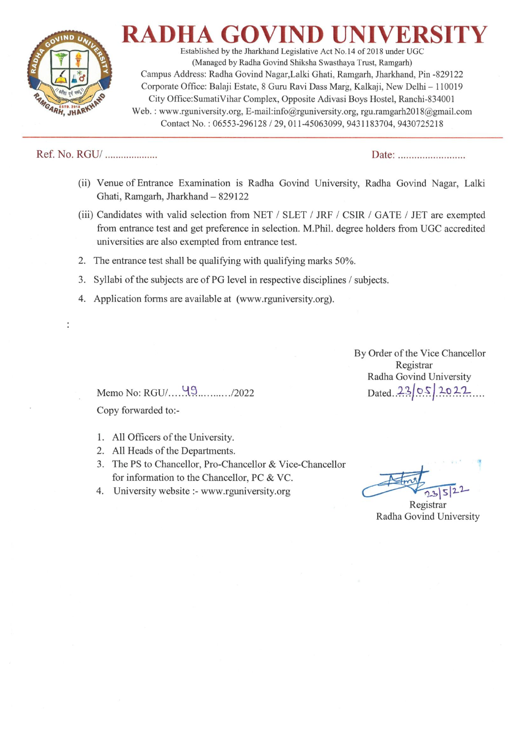# RADHA GOVIND UNIVERSITY

Established by the Jharkhand Legislative Act No.14 of 2018 under UGC
(Managed by Radha Govind Shiksha Swasthaya Trust, Ramgarh)
Campus Address: Radha Govind Nagar,Lalki Ghati, Ramgarh, Jharkhand, Pin -829122
Corporate Office: Balaji Estate, 8 Guru Ravi Dass Marg, Kalkaji, New Delhi – 110019
City Office:SumatiVihar Complex, Opposite Adivasi Boys Hostel, Ranchi-834001
Web. : www.rguniversity.org, E-mail:info@rguniversity.org, rgu.ramgarh2018@gmail.com
Contact No. : 06553-296128 / 29, 011-45063099, 9431183704, 9430725218

Ref. No. RGU/ ...................                                                  Date: ........................

(ii) Venue of Entrance Examination is Radha Govind University, Radha Govind Nagar, Lalki Ghati, Ramgarh, Jharkhand – 829122

(iii) Candidates with valid selection from NET / SLET / JRF / CSIR / GATE / JET are exempted from entrance test and get preference in selection. M.Phil. degree holders from UGC accredited universities are also exempted from entrance test.

2. The entrance test shall be qualifying with qualifying marks 50%.
3. Syllabi of the subjects are of PG level in respective disciplines / subjects.
4. Application forms are available at (www.rguniversity.org).

By Order of the Vice Chancellor
Registrar
Radha Govind University
Dated 23/05/2022

Memo No: RGU/.....49........../2022

Copy forwarded to:-

1. All Officers of the University.
2. All Heads of the Departments.
3. The PS to Chancellor, Pro-Chancellor & Vice-Chancellor for information to the Chancellor, PC & VC.
4. University website :- www.rguniversity.org

23/5/22
Registrar
Radha Govind University